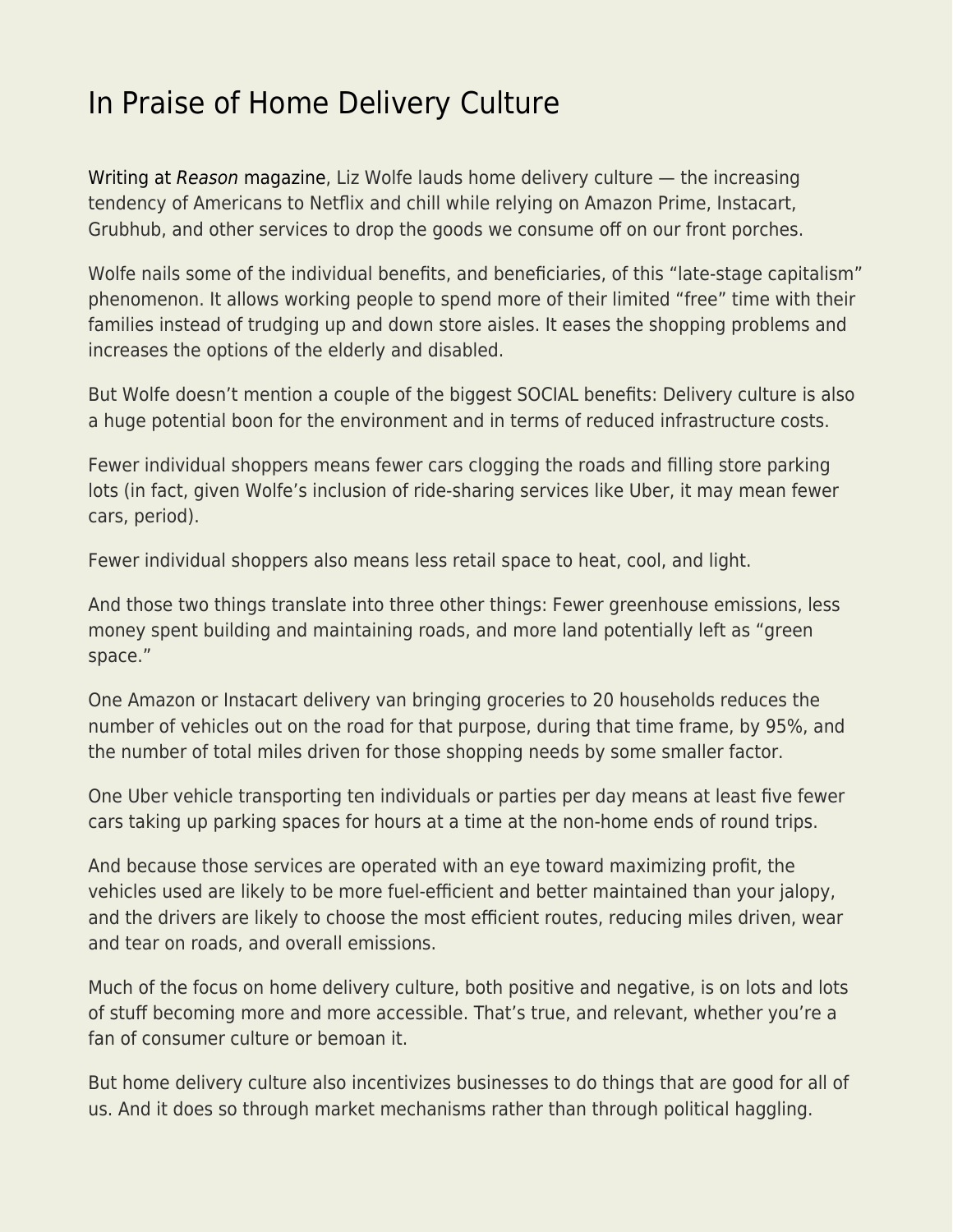# In Praise of Home Delivery Culture

Writing at *Reason* magazine, Liz Wolfe lauds home delivery culture — the increasing tendency of Americans to Netflix and chill while relying on Amazon Prime, Instacart, Grubhub, and other services to drop the goods we consume off on our front porches.

Wolfe nails some of the individual benefits, and beneficiaries, of this "late-stage capitalism" phenomenon. It allows working people to spend more of their limited "free" time with their families instead of trudging up and down store aisles. It eases the shopping problems and increases the options of the elderly and disabled.

But Wolfe doesn't mention a couple of the biggest SOCIAL benefits: Delivery culture is also a huge potential boon for the environment and in terms of reduced infrastructure costs.

Fewer individual shoppers means fewer cars clogging the roads and filling store parking lots (in fact, given Wolfe's inclusion of ride-sharing services like Uber, it may mean fewer cars, period).

Fewer individual shoppers also means less retail space to heat, cool, and light.

And those two things translate into three other things: Fewer greenhouse emissions, less money spent building and maintaining roads, and more land potentially left as "green space."

One Amazon or Instacart delivery van bringing groceries to 20 households reduces the number of vehicles out on the road for that purpose, during that time frame, by 95%, and the number of total miles driven for those shopping needs by some smaller factor.

One Uber vehicle transporting ten individuals or parties per day means at least five fewer cars taking up parking spaces for hours at a time at the non-home ends of round trips.

And because those services are operated with an eye toward maximizing profit, the vehicles used are likely to be more fuel-efficient and better maintained than your jalopy, and the drivers are likely to choose the most efficient routes, reducing miles driven, wear and tear on roads, and overall emissions.

Much of the focus on home delivery culture, both positive and negative, is on lots and lots of stuff becoming more and more accessible. That's true, and relevant, whether you're a fan of consumer culture or bemoan it.

But home delivery culture also incentivizes businesses to do things that are good for all of us. And it does so through market mechanisms rather than through political haggling.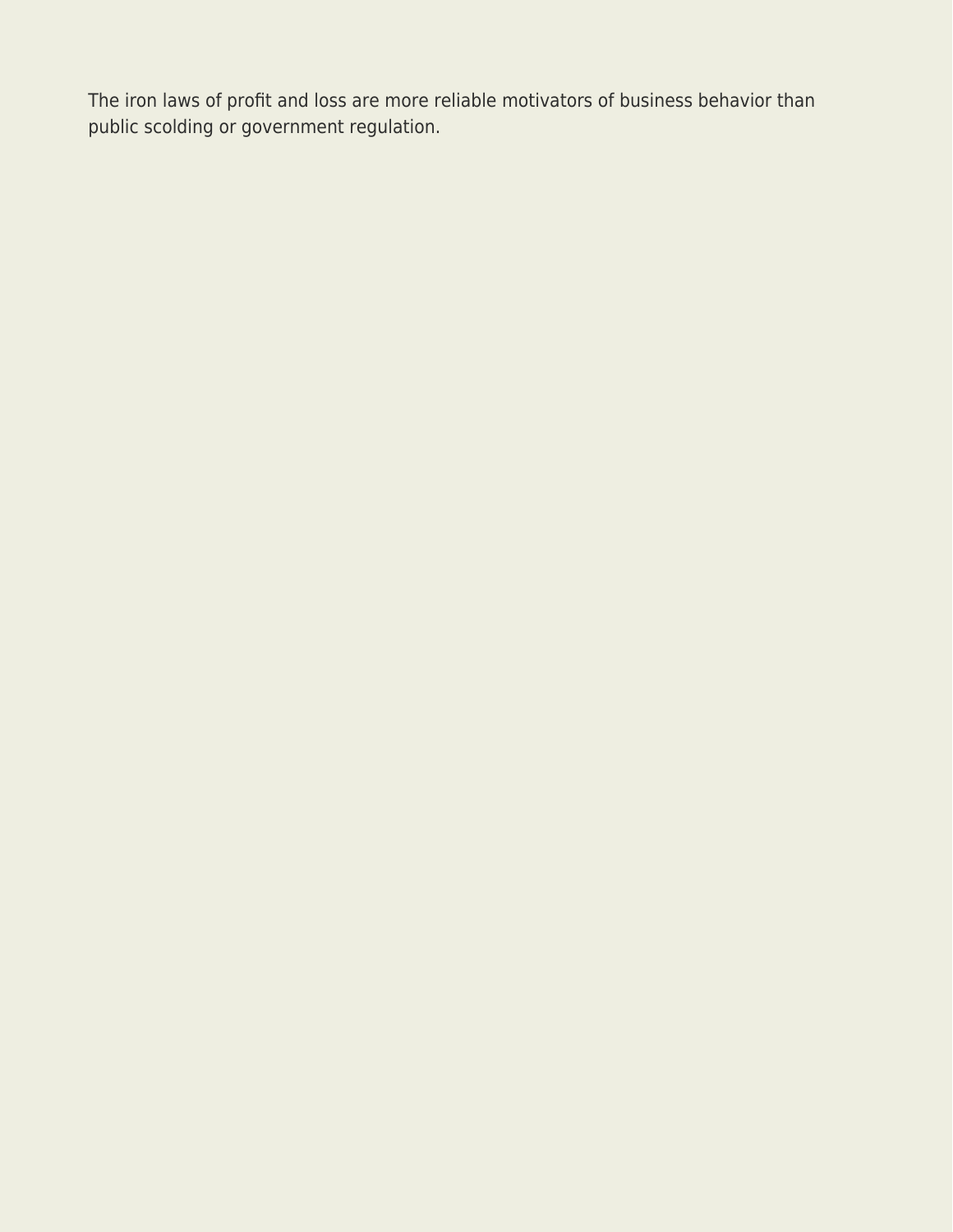The iron laws of profit and loss are more reliable motivators of business behavior than public scolding or government regulation.